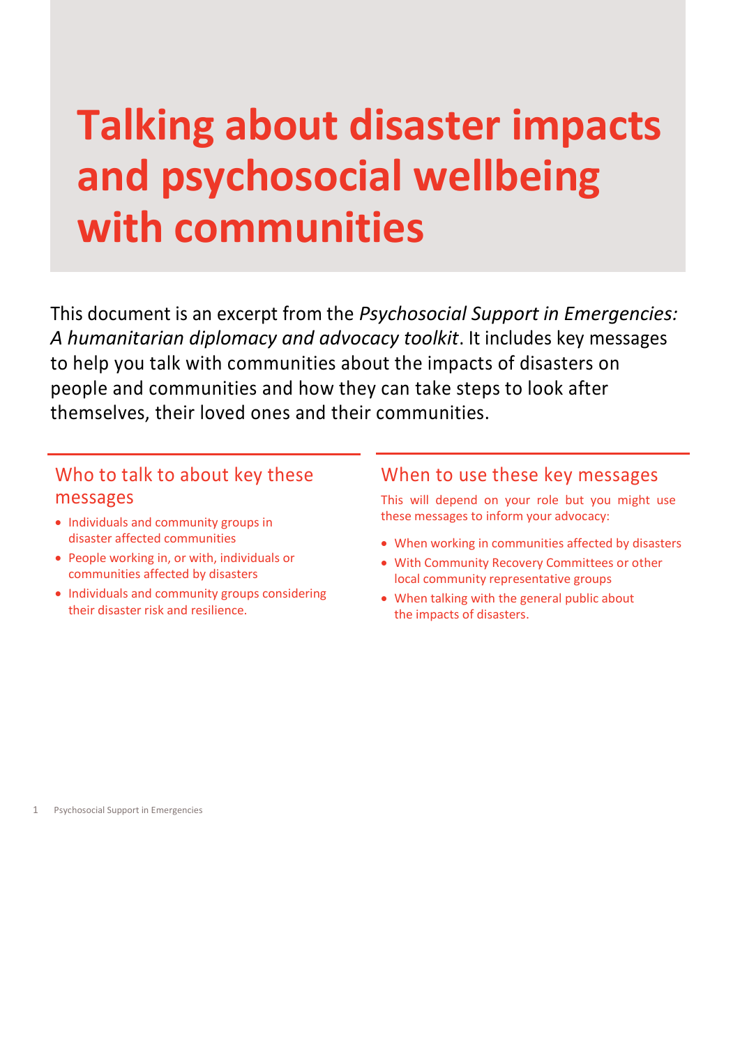# Talking about disaster impacts and psychosocial wellbeing with communities

This document is an excerpt from the *Psychosocial Support in Emergencies: A humanitarian diplomacy and advocacy toolkit*. It includes key messages to help you talk with communities about the impacts of disasters on people and communities and how they can take steps to look after themselves, their loved ones and their communities.

## Who to talk to about key these messages

- Individuals and community groups in disaster affected communities
- People working in, or with, individuals or communities affected by disasters
- Individuals and community groups considering their disaster risk and resilience.

## When to use these key messages

This will depend on your role but you might use these messages to inform your advocacy:

- When working in communities affected by disasters
- With Community Recovery Committees or other local community representative groups
- When talking with the general public about the impacts of disasters.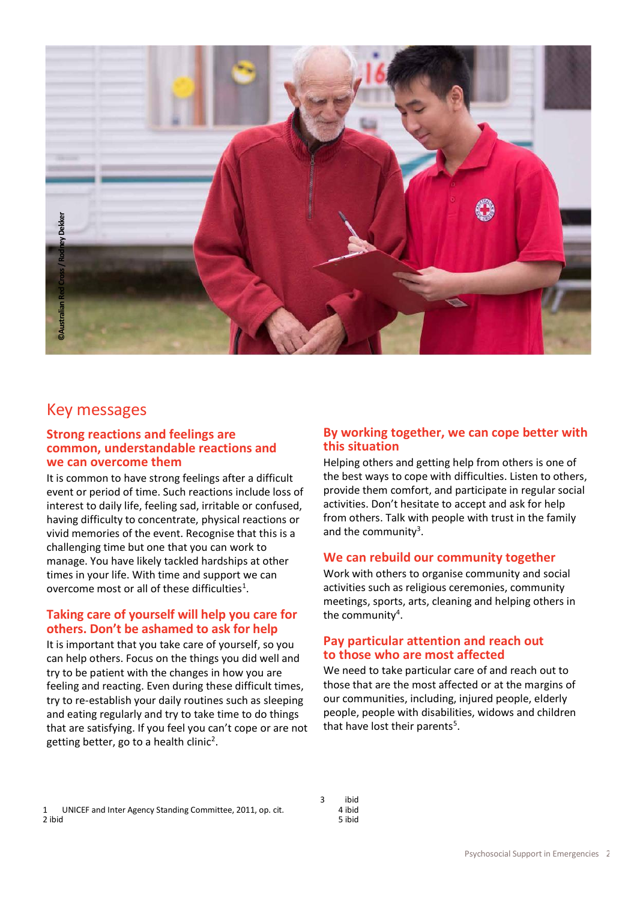©Australian Red Cross / Rodney Dekker

## Key messages

### Strong reactions and feelings are common, understandable reactions and we can overcome them

It is common to have strong feelings after a difficult event or period of time. Such reactions include loss of interest to daily life, feeling sad, irritable or confused, having difficulty to concentrate, physical reactions or vivid memories of the event. Recognise that this is a challenging time but one that you can work to manage. You have likely tackled hardships at other times in your life. With time and support we can overcome most or all of these difficulties[1].

### Taking care of yourself will help you care for others. Don't be ashamed to ask for help

It is important that you take care of yourself, so you can help others. Focus on the things you did well and try to be patient with the changes in how you are feeling and reacting. Even during these difficult times, try to re-establish your daily routines such as sleeping and eating regularly and try to take time to do things that are satisfying. If you feel you can't cope or are not getting better, go to a health clinic[2].

### By working together, we can cope better with this situation

Helping others and getting help from others is one of the best ways to cope with difficulties. Listen to others, provide them comfort, and participate in regular social activities. Don't hesitate to accept and ask for help from others. Talk with people with trust in the family and the community[3].

### We can rebuild our community together

Work with others to organise community and social activities such as religious ceremonies, community meetings, sports, arts, cleaning and helping others in the community[4].

### Pay particular attention and reach out to those who are most affected

We need to take particular care of and reach out to those that are the most affected or at the margins of our communities, including, injured people, elderly people, people with disabilities, widows and children that have lost their parents[5].

1 UNICEF and Inter Agency Standing Committee, 2011, op. cit.
2 ibid
3 ibid
4 ibid
5 ibid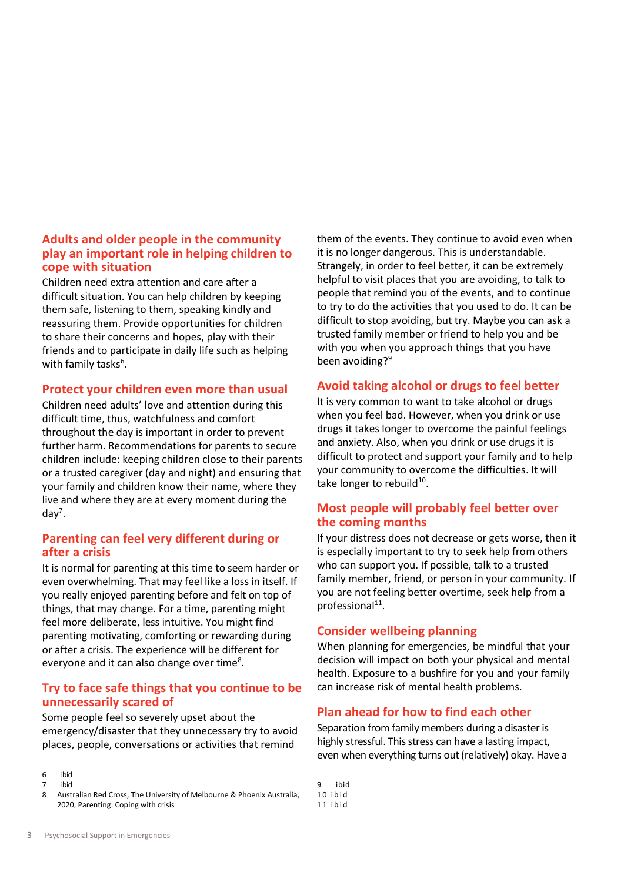## Adults and older people in the community play an important role in helping children to cope with situation

Children need extra attention and care after a difficult situation. You can help children by keeping them safe, listening to them, speaking kindly and reassuring them. Provide opportunities for children to share their concerns and hopes, play with their friends and to participate in daily life such as helping with family tasks[6].

## Protect your children even more than usual

Children need adults' love and attention during this difficult time, thus, watchfulness and comfort throughout the day is important in order to prevent further harm. Recommendations for parents to secure children include: keeping children close to their parents or a trusted caregiver (day and night) and ensuring that your family and children know their name, where they live and where they are at every moment during the day[7].

## Parenting can feel very different during or after a crisis

It is normal for parenting at this time to seem harder or even overwhelming. That may feel like a loss in itself. If you really enjoyed parenting before and felt on top of things, that may change. For a time, parenting might feel more deliberate, less intuitive. You might find parenting motivating, comforting or rewarding during or after a crisis. The experience will be different for everyone and it can also change over time[8].

## Try to face safe things that you continue to be unnecessarily scared of

Some people feel so severely upset about the emergency/disaster that they unnecessary try to avoid places, people, conversations or activities that remind them of the events. They continue to avoid even when it is no longer dangerous. This is understandable. Strangely, in order to feel better, it can be extremely helpful to visit places that you are avoiding, to talk to people that remind you of the events, and to continue to try to do the activities that you used to do. It can be difficult to stop avoiding, but try. Maybe you can ask a trusted family member or friend to help you and be with you when you approach things that you have been avoiding?[9]

## Avoid taking alcohol or drugs to feel better

It is very common to want to take alcohol or drugs when you feel bad. However, when you drink or use drugs it takes longer to overcome the painful feelings and anxiety. Also, when you drink or use drugs it is difficult to protect and support your family and to help your community to overcome the difficulties. It will take longer to rebuild[10].

## Most people will probably feel better over the coming months

If your distress does not decrease or gets worse, then it is especially important to try to seek help from others who can support you. If possible, talk to a trusted family member, friend, or person in your community. If you are not feeling better overtime, seek help from a professional[11].

## Consider wellbeing planning

When planning for emergencies, be mindful that your decision will impact on both your physical and mental health. Exposure to a bushfire for you and your family can increase risk of mental health problems.

## Plan ahead for how to find each other

Separation from family members during a disaster is highly stressful. This stress can have a lasting impact, even when everything turns out (relatively) okay. Have a

---

6 ibid
7 ibid
8 Australian Red Cross, The University of Melbourne & Phoenix Australia, 2020, Parenting: Coping with crisis
9 ibid
10 ibid
11 ibid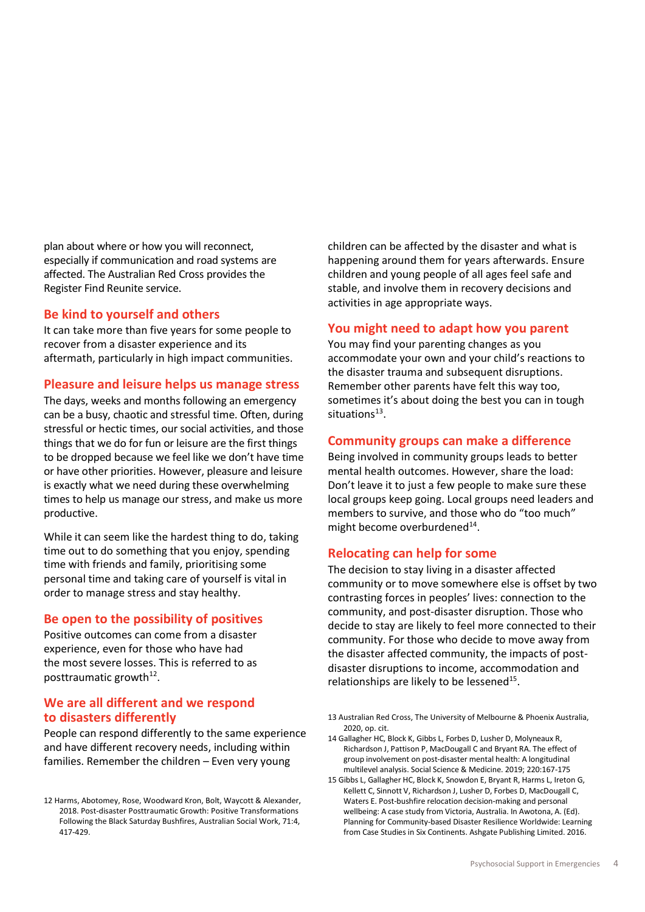plan about where or how you will reconnect, especially if communication and road systems are affected. The Australian Red Cross provides the Register Find Reunite service.

## Be kind to yourself and others

It can take more than five years for some people to recover from a disaster experience and its aftermath, particularly in high impact communities.

## Pleasure and leisure helps us manage stress

The days, weeks and months following an emergency can be a busy, chaotic and stressful time. Often, during stressful or hectic times, our social activities, and those things that we do for fun or leisure are the first things to be dropped because we feel like we don't have time or have other priorities. However, pleasure and leisure is exactly what we need during these overwhelming times to help us manage our stress, and make us more productive.

While it can seem like the hardest thing to do, taking time out to do something that you enjoy, spending time with friends and family, prioritising some personal time and taking care of yourself is vital in order to manage stress and stay healthy.

## Be open to the possibility of positives

Positive outcomes can come from a disaster experience, even for those who have had the most severe losses. This is referred to as posttraumatic growth[12].

## We are all different and we respond to disasters differently

People can respond differently to the same experience and have different recovery needs, including within families. Remember the children – Even very young children can be affected by the disaster and what is happening around them for years afterwards. Ensure children and young people of all ages feel safe and stable, and involve them in recovery decisions and activities in age appropriate ways.

## You might need to adapt how you parent

You may find your parenting changes as you accommodate your own and your child's reactions to the disaster trauma and subsequent disruptions. Remember other parents have felt this way too, sometimes it's about doing the best you can in tough situations[13].

## Community groups can make a difference

Being involved in community groups leads to better mental health outcomes. However, share the load: Don't leave it to just a few people to make sure these local groups keep going. Local groups need leaders and members to survive, and those who do "too much" might become overburdened[14].

## Relocating can help for some

The decision to stay living in a disaster affected community or to move somewhere else is offset by two contrasting forces in peoples' lives: connection to the community, and post-disaster disruption. Those who decide to stay are likely to feel more connected to their community. For those who decide to move away from the disaster affected community, the impacts of post-disaster disruptions to income, accommodation and relationships are likely to be lessened[15].

---

12 Harms, Abotomey, Rose, Woodward Kron, Bolt, Waycott & Alexander, 2018. Post-disaster Posttraumatic Growth: Positive Transformations Following the Black Saturday Bushfires, Australian Social Work, 71:4, 417-429.

13 Australian Red Cross, The University of Melbourne & Phoenix Australia, 2020, op. cit.

14 Gallagher HC, Block K, Gibbs L, Forbes D, Lusher D, Molyneaux R, Richardson J, Pattison P, MacDougall C and Bryant RA. The effect of group involvement on post-disaster mental health: A longitudinal multilevel analysis. Social Science & Medicine. 2019; 220:167-175

15 Gibbs L, Gallagher HC, Block K, Snowdon E, Bryant R, Harms L, Ireton G, Kellett C, Sinnott V, Richardson J, Lusher D, Forbes D, MacDougall C, Waters E. Post-bushfire relocation decision-making and personal wellbeing: A case study from Victoria, Australia. In Awotona, A. (Ed). Planning for Community-based Disaster Resilience Worldwide: Learning from Case Studies in Six Continents. Ashgate Publishing Limited. 2016.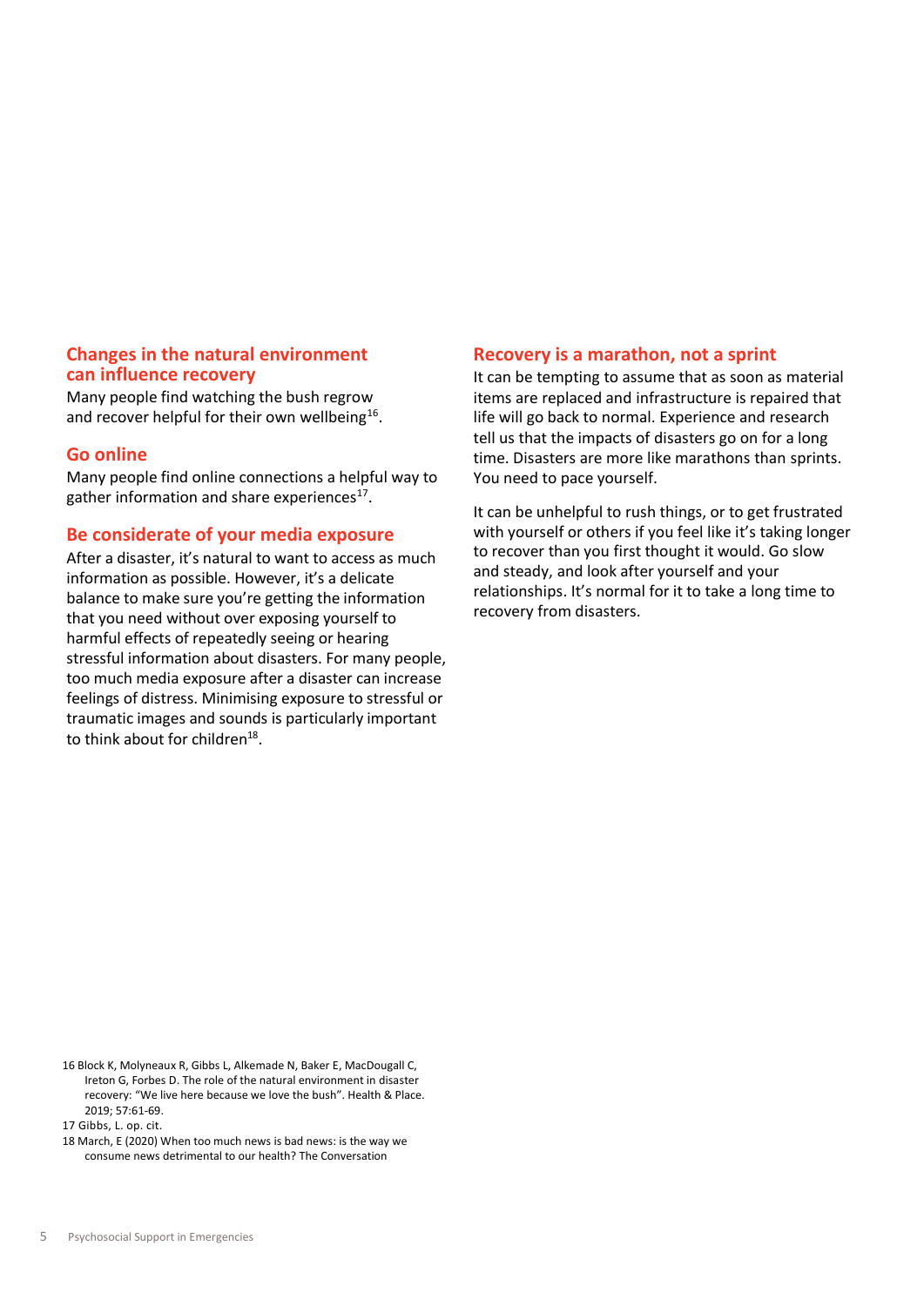## Changes in the natural environment can influence recovery

Many people find watching the bush regrow and recover helpful for their own wellbeing[16].

## Go online

Many people find online connections a helpful way to gather information and share experiences[17].

## Be considerate of your media exposure

After a disaster, it's natural to want to access as much information as possible. However, it's a delicate balance to make sure you're getting the information that you need without over exposing yourself to harmful effects of repeatedly seeing or hearing stressful information about disasters. For many people, too much media exposure after a disaster can increase feelings of distress. Minimising exposure to stressful or traumatic images and sounds is particularly important to think about for children[18].

## Recovery is a marathon, not a sprint

It can be tempting to assume that as soon as material items are replaced and infrastructure is repaired that life will go back to normal. Experience and research tell us that the impacts of disasters go on for a long time. Disasters are more like marathons than sprints. You need to pace yourself.

It can be unhelpful to rush things, or to get frustrated with yourself or others if you feel like it's taking longer to recover than you first thought it would. Go slow and steady, and look after yourself and your relationships. It's normal for it to take a long time to recovery from disasters.

---

16 Block K, Molyneaux R, Gibbs L, Alkemade N, Baker E, MacDougall C, Ireton G, Forbes D. The role of the natural environment in disaster recovery: "We live here because we love the bush". Health & Place. 2019; 57:61-69.

17 Gibbs, L. op. cit.

18 March, E (2020) When too much news is bad news: is the way we consume news detrimental to our health? The Conversation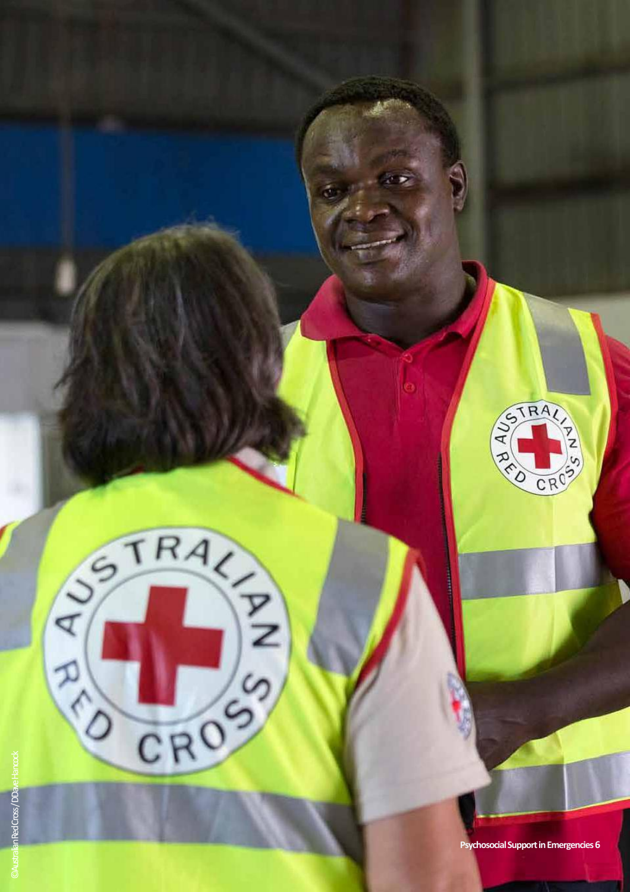©Australian Red Cross / DDave Hancock